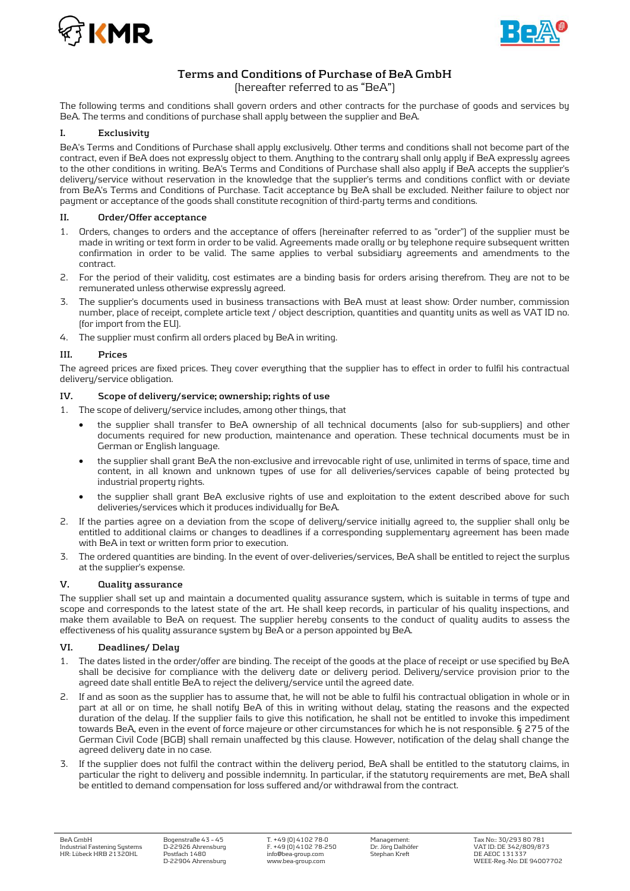# Terms and Conditions of Purchase of BeA GmbH

(hereafter referred to as "BeA")

The following terms and conditions shall govern orders and other contracts for the purchase of goods and services by BeA. The terms and conditions of purchase shall apply between the supplier and BeA.

## I. Exclusivity

BeA's Terms and Conditions of Purchase shall apply exclusively. Other terms and conditions shall not become part of the contract, even if BeA does not expressly object to them. Anything to the contrary shall only apply if BeA expressly agrees to the other conditions in writing. BeA's Terms and Conditions of Purchase shall also apply if BeA accepts the supplier's delivery/service without reservation in the knowledge that the supplier's terms and conditions conflict with or deviate from BeA's Terms and Conditions of Purchase. Tacit acceptance by BeA shall be excluded. Neither failure to object nor payment or acceptance of the goods shall constitute recognition of third-party terms and conditions.

## II. Order/Offer acceptance

1. Orders, changes to orders and the acceptance of offers (hereinafter referred to as "order") of the supplier must be made in writing or text form in order to be valid. Agreements made orally or by telephone require subsequent written confirmation in order to be valid. The same applies to verbal subsidiary agreements and amendments to the contract.
2. For the period of their validity, cost estimates are a binding basis for orders arising therefrom. They are not to be remunerated unless otherwise expressly agreed.
3. The supplier's documents used in business transactions with BeA must at least show: Order number, commission number, place of receipt, complete article text / object description, quantities and quantity units as well as VAT ID no. (for import from the EU).
4. The supplier must confirm all orders placed by BeA in writing.

## III. Prices

The agreed prices are fixed prices. They cover everything that the supplier has to effect in order to fulfil his contractual delivery/service obligation.

## IV. Scope of delivery/service; ownership; rights of use

1. The scope of delivery/service includes, among other things, that
   - the supplier shall transfer to BeA ownership of all technical documents (also for sub-suppliers) and other documents required for new production, maintenance and operation. These technical documents must be in German or English language.
   - the supplier shall grant BeA the non-exclusive and irrevocable right of use, unlimited in terms of space, time and content, in all known and unknown types of use for all deliveries/services capable of being protected by industrial property rights.
   - the supplier shall grant BeA exclusive rights of use and exploitation to the extent described above for such deliveries/services which it produces individually for BeA.
2. If the parties agree on a deviation from the scope of delivery/service initially agreed to, the supplier shall only be entitled to additional claims or changes to deadlines if a corresponding supplementary agreement has been made with BeA in text or written form prior to execution.
3. The ordered quantities are binding. In the event of over-deliveries/services, BeA shall be entitled to reject the surplus at the supplier's expense.

## V. Quality assurance

The supplier shall set up and maintain a documented quality assurance system, which is suitable in terms of type and scope and corresponds to the latest state of the art. He shall keep records, in particular of his quality inspections, and make them available to BeA on request. The supplier hereby consents to the conduct of quality audits to assess the effectiveness of his quality assurance system by BeA or a person appointed by BeA.

## VI. Deadlines/ Delay

1. The dates listed in the order/offer are binding. The receipt of the goods at the place of receipt or use specified by BeA shall be decisive for compliance with the delivery date or delivery period. Delivery/service provision prior to the agreed date shall entitle BeA to reject the delivery/service until the agreed date.
2. If and as soon as the supplier has to assume that, he will not be able to fulfil his contractual obligation in whole or in part at all or on time, he shall notify BeA of this in writing without delay, stating the reasons and the expected duration of the delay. If the supplier fails to give this notification, he shall not be entitled to invoke this impediment towards BeA, even in the event of force majeure or other circumstances for which he is not responsible. § 275 of the German Civil Code (BGB) shall remain unaffected by this clause. However, notification of the delay shall change the agreed delivery date in no case.
3. If the supplier does not fulfil the contract within the delivery period, BeA shall be entitled to the statutory claims, in particular the right to delivery and possible indemnity. In particular, if the statutory requirements are met, BeA shall be entitled to demand compensation for loss suffered and/or withdrawal from the contract.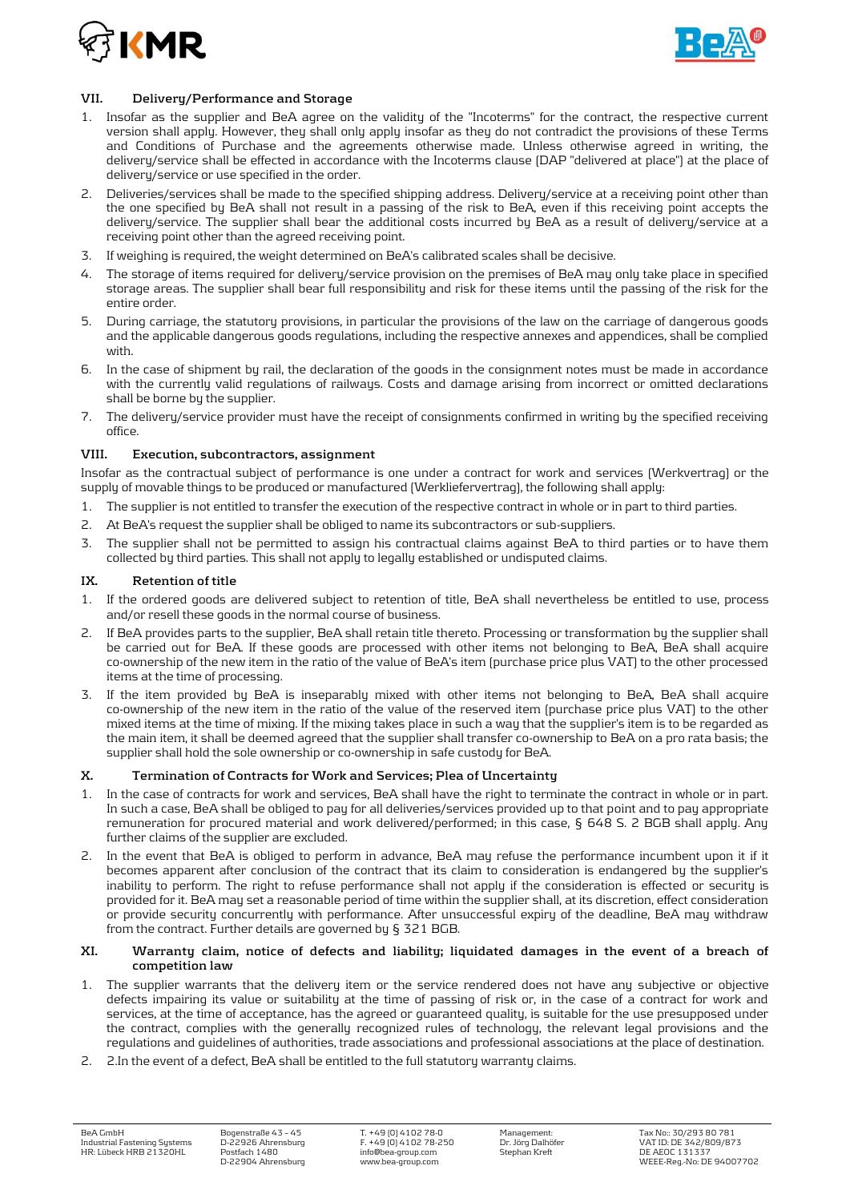### VII. Delivery/Performance and Storage

1. Insofar as the supplier and BeA agree on the validity of the "Incoterms" for the contract, the respective current version shall apply. However, they shall only apply insofar as they do not contradict the provisions of these Terms and Conditions of Purchase and the agreements otherwise made. Unless otherwise agreed in writing, the delivery/service shall be effected in accordance with the Incoterms clause (DAP "delivered at place") at the place of delivery/service or use specified in the order.
2. Deliveries/services shall be made to the specified shipping address. Delivery/service at a receiving point other than the one specified by BeA shall not result in a passing of the risk to BeA, even if this receiving point accepts the delivery/service. The supplier shall bear the additional costs incurred by BeA as a result of delivery/service at a receiving point other than the agreed receiving point.
3. If weighing is required, the weight determined on BeA's calibrated scales shall be decisive.
4. The storage of items required for delivery/service provision on the premises of BeA may only take place in specified storage areas. The supplier shall bear full responsibility and risk for these items until the passing of the risk for the entire order.
5. During carriage, the statutory provisions, in particular the provisions of the law on the carriage of dangerous goods and the applicable dangerous goods regulations, including the respective annexes and appendices, shall be complied with.
6. In the case of shipment by rail, the declaration of the goods in the consignment notes must be made in accordance with the currently valid regulations of railways. Costs and damage arising from incorrect or omitted declarations shall be borne by the supplier.
7. The delivery/service provider must have the receipt of consignments confirmed in writing by the specified receiving office.

### VIII. Execution, subcontractors, assignment

Insofar as the contractual subject of performance is one under a contract for work and services (Werkvertrag) or the supply of movable things to be produced or manufactured (Werkliefervertrag), the following shall apply:

1. The supplier is not entitled to transfer the execution of the respective contract in whole or in part to third parties.
2. At BeA's request the supplier shall be obliged to name its subcontractors or sub-suppliers.
3. The supplier shall not be permitted to assign his contractual claims against BeA to third parties or to have them collected by third parties. This shall not apply to legally established or undisputed claims.

### IX. Retention of title

1. If the ordered goods are delivered subject to retention of title, BeA shall nevertheless be entitled to use, process and/or resell these goods in the normal course of business.
2. If BeA provides parts to the supplier, BeA shall retain title thereto. Processing or transformation by the supplier shall be carried out for BeA. If these goods are processed with other items not belonging to BeA, BeA shall acquire co-ownership of the new item in the ratio of the value of BeA's item (purchase price plus VAT) to the other processed items at the time of processing.
3. If the item provided by BeA is inseparably mixed with other items not belonging to BeA, BeA shall acquire co-ownership of the new item in the ratio of the value of the reserved item (purchase price plus VAT) to the other mixed items at the time of mixing. If the mixing takes place in such a way that the supplier's item is to be regarded as the main item, it shall be deemed agreed that the supplier shall transfer co-ownership to BeA on a pro rata basis; the supplier shall hold the sole ownership or co-ownership in safe custody for BeA.

### X. Termination of Contracts for Work and Services; Plea of Uncertainty

1. In the case of contracts for work and services, BeA shall have the right to terminate the contract in whole or in part. In such a case, BeA shall be obliged to pay for all deliveries/services provided up to that point and to pay appropriate remuneration for procured material and work delivered/performed; in this case, § 648 S. 2 BGB shall apply. Any further claims of the supplier are excluded.
2. In the event that BeA is obliged to perform in advance, BeA may refuse the performance incumbent upon it if it becomes apparent after conclusion of the contract that its claim to consideration is endangered by the supplier's inability to perform. The right to refuse performance shall not apply if the consideration is effected or security is provided for it. BeA may set a reasonable period of time within the supplier shall, at its discretion, effect consideration or provide security concurrently with performance. After unsuccessful expiry of the deadline, BeA may withdraw from the contract. Further details are governed by § 321 BGB.

### XI. Warranty claim, notice of defects and liability; liquidated damages in the event of a breach of competition law

1. The supplier warrants that the delivery item or the service rendered does not have any subjective or objective defects impairing its value or suitability at the time of passing of risk or, in the case of a contract for work and services, at the time of acceptance, has the agreed or guaranteed quality, is suitable for the use presupposed under the contract, complies with the generally recognized rules of technology, the relevant legal provisions and the regulations and guidelines of authorities, trade associations and professional associations at the place of destination.
2. 2.In the event of a defect, BeA shall be entitled to the full statutory warranty claims.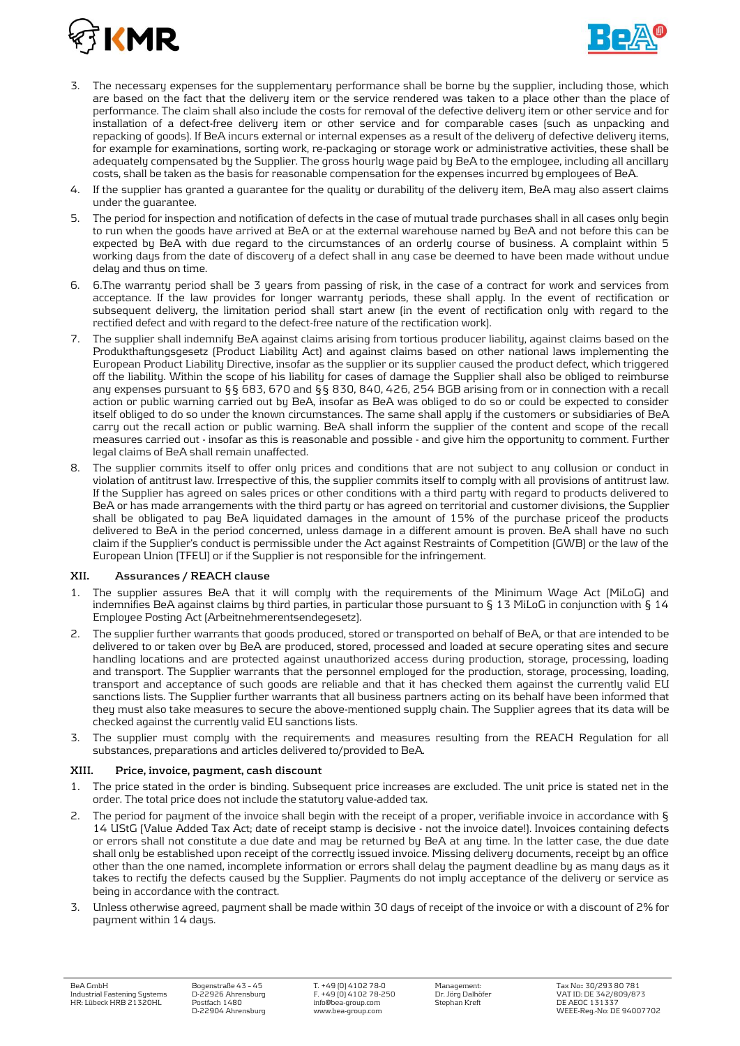3. The necessary expenses for the supplementary performance shall be borne by the supplier, including those, which are based on the fact that the delivery item or the service rendered was taken to a place other than the place of performance. The claim shall also include the costs for removal of the defective delivery item or other service and for installation of a defect-free delivery item or other service and for comparable cases (such as unpacking and repacking of goods). If BeA incurs external or internal expenses as a result of the delivery of defective delivery items, for example for examinations, sorting work, re-packaging or storage work or administrative activities, these shall be adequately compensated by the Supplier. The gross hourly wage paid by BeA to the employee, including all ancillary costs, shall be taken as the basis for reasonable compensation for the expenses incurred by employees of BeA.
4. If the supplier has granted a guarantee for the quality or durability of the delivery item, BeA may also assert claims under the guarantee.
5. The period for inspection and notification of defects in the case of mutual trade purchases shall in all cases only begin to run when the goods have arrived at BeA or at the external warehouse named by BeA and not before this can be expected by BeA with due regard to the circumstances of an orderly course of business. A complaint within 5 working days from the date of discovery of a defect shall in any case be deemed to have been made without undue delay and thus on time.
6. 6.The warranty period shall be 3 years from passing of risk, in the case of a contract for work and services from acceptance. If the law provides for longer warranty periods, these shall apply. In the event of rectification or subsequent delivery, the limitation period shall start anew (in the event of rectification only with regard to the rectified defect and with regard to the defect-free nature of the rectification work).
7. The supplier shall indemnify BeA against claims arising from tortious producer liability, against claims based on the Produkthaftungsgesetz (Product Liability Act) and against claims based on other national laws implementing the European Product Liability Directive, insofar as the supplier or its supplier caused the product defect, which triggered off the liability. Within the scope of his liability for cases of damage the Supplier shall also be obliged to reimburse any expenses pursuant to §§ 683, 670 and §§ 830, 840, 426, 254 BGB arising from or in connection with a recall action or public warning carried out by BeA, insofar as BeA was obliged to do so or could be expected to consider itself obliged to do so under the known circumstances. The same shall apply if the customers or subsidiaries of BeA carry out the recall action or public warning. BeA shall inform the supplier of the content and scope of the recall measures carried out - insofar as this is reasonable and possible - and give him the opportunity to comment. Further legal claims of BeA shall remain unaffected.
8. The supplier commits itself to offer only prices and conditions that are not subject to any collusion or conduct in violation of antitrust law. Irrespective of this, the supplier commits itself to comply with all provisions of antitrust law. If the Supplier has agreed on sales prices or other conditions with a third party with regard to products delivered to BeA or has made arrangements with the third party or has agreed on territorial and customer divisions, the Supplier shall be obligated to pay BeA liquidated damages in the amount of 15% of the purchase priceof the products delivered to BeA in the period concerned, unless damage in a different amount is proven. BeA shall have no such claim if the Supplier's conduct is permissible under the Act against Restraints of Competition (GWB) or the law of the European Union (TFEU) or if the Supplier is not responsible for the infringement.

### XII. Assurances / REACH clause

1. The supplier assures BeA that it will comply with the requirements of the Minimum Wage Act (MiLoG) and indemnifies BeA against claims by third parties, in particular those pursuant to § 13 MiLoG in conjunction with § 14 Employee Posting Act (Arbeitnehmerentsendegesetz).
2. The supplier further warrants that goods produced, stored or transported on behalf of BeA, or that are intended to be delivered to or taken over by BeA are produced, stored, processed and loaded at secure operating sites and secure handling locations and are protected against unauthorized access during production, storage, processing, loading and transport. The Supplier warrants that the personnel employed for the production, storage, processing, loading, transport and acceptance of such goods are reliable and that it has checked them against the currently valid EU sanctions lists. The Supplier further warrants that all business partners acting on its behalf have been informed that they must also take measures to secure the above-mentioned supply chain. The Supplier agrees that its data will be checked against the currently valid EU sanctions lists.
3. The supplier must comply with the requirements and measures resulting from the REACH Regulation for all substances, preparations and articles delivered to/provided to BeA.

### XIII. Price, invoice, payment, cash discount

1. The price stated in the order is binding. Subsequent price increases are excluded. The unit price is stated net in the order. The total price does not include the statutory value-added tax.
2. The period for payment of the invoice shall begin with the receipt of a proper, verifiable invoice in accordance with § 14 UStG (Value Added Tax Act; date of receipt stamp is decisive - not the invoice date!). Invoices containing defects or errors shall not constitute a due date and may be returned by BeA at any time. In the latter case, the due date shall only be established upon receipt of the correctly issued invoice. Missing delivery documents, receipt by an office other than the one named, incomplete information or errors shall delay the payment deadline by as many days as it takes to rectify the defects caused by the Supplier. Payments do not imply acceptance of the delivery or service as being in accordance with the contract.
3. Unless otherwise agreed, payment shall be made within 30 days of receipt of the invoice or with a discount of 2% for payment within 14 days.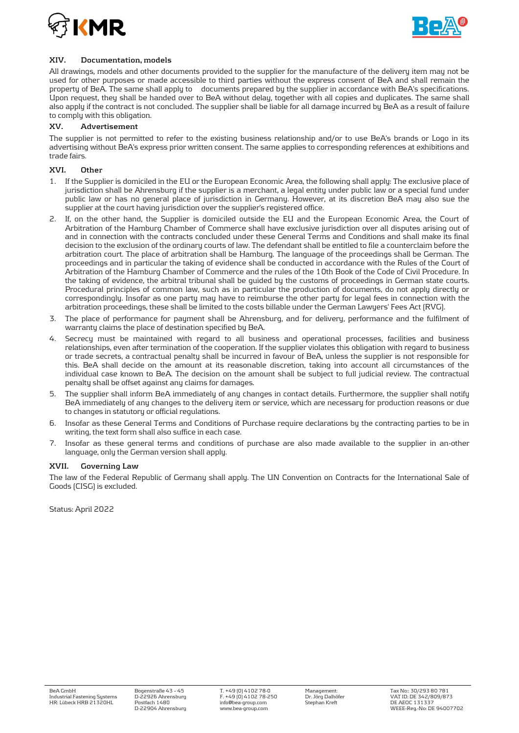## XIV. Documentation, models

All drawings, models and other documents provided to the supplier for the manufacture of the delivery item may not be used for other purposes or made accessible to third parties without the express consent of BeA and shall remain the property of BeA. The same shall apply to documents prepared by the supplier in accordance with BeA's specifications. Upon request, they shall be handed over to BeA without delay, together with all copies and duplicates. The same shall also apply if the contract is not concluded. The supplier shall be liable for all damage incurred by BeA as a result of failure to comply with this obligation.

## XV. Advertisement

The supplier is not permitted to refer to the existing business relationship and/or to use BeA's brands or Logo in its advertising without BeA's express prior written consent. The same applies to corresponding references at exhibitions and trade fairs.

## XVI. Other

1. If the Supplier is domiciled in the EU or the European Economic Area, the following shall apply: The exclusive place of jurisdiction shall be Ahrensburg if the supplier is a merchant, a legal entity under public law or a special fund under public law or has no general place of jurisdiction in Germany. However, at its discretion BeA may also sue the supplier at the court having jurisdiction over the supplier's registered office.
2. If, on the other hand, the Supplier is domiciled outside the EU and the European Economic Area, the Court of Arbitration of the Hamburg Chamber of Commerce shall have exclusive jurisdiction over all disputes arising out of and in connection with the contracts concluded under these General Terms and Conditions and shall make its final decision to the exclusion of the ordinary courts of law. The defendant shall be entitled to file a counterclaim before the arbitration court. The place of arbitration shall be Hamburg. The language of the proceedings shall be German. The proceedings and in particular the taking of evidence shall be conducted in accordance with the Rules of the Court of Arbitration of the Hamburg Chamber of Commerce and the rules of the 10th Book of the Code of Civil Procedure. In the taking of evidence, the arbitral tribunal shall be guided by the customs of proceedings in German state courts. Procedural principles of common law, such as in particular the production of documents, do not apply directly or correspondingly. Insofar as one party may have to reimburse the other party for legal fees in connection with the arbitration proceedings, these shall be limited to the costs billable under the German Lawyers' Fees Act (RVG).
3. The place of performance for payment shall be Ahrensburg, and for delivery, performance and the fulfilment of warranty claims the place of destination specified by BeA.
4. Secrecy must be maintained with regard to all business and operational processes, facilities and business relationships, even after termination of the cooperation. If the supplier violates this obligation with regard to business or trade secrets, a contractual penalty shall be incurred in favour of BeA, unless the supplier is not responsible for this. BeA shall decide on the amount at its reasonable discretion, taking into account all circumstances of the individual case known to BeA. The decision on the amount shall be subject to full judicial review. The contractual penalty shall be offset against any claims for damages.
5. The supplier shall inform BeA immediately of any changes in contact details. Furthermore, the supplier shall notify BeA immediately of any changes to the delivery item or service, which are necessary for production reasons or due to changes in statutory or official regulations.
6. Insofar as these General Terms and Conditions of Purchase require declarations by the contracting parties to be in writing, the text form shall also suffice in each case.
7. Insofar as these general terms and conditions of purchase are also made available to the supplier in an-other language, only the German version shall apply.

## XVII. Governing Law

The law of the Federal Republic of Germany shall apply. The UN Convention on Contracts for the International Sale of Goods (CISG) is excluded.

Status: April 2022

BeA GmbH
Industrial Fastening Systems
HR: Lübeck HRB 21320HL

Bogenstraße 43 - 45
D-22926 Ahrensburg
Postfach 1480
D-22904 Ahrensburg

T. +49 (0) 4102 78-0
F. +49 (0) 4102 78-250
info@bea-group.com
www.bea-group.com

Management:
Dr. Jörg Dalhöfer
Stephan Kreft

Tax No.: 30/293 80 781
VAT ID: DE 342/809/873
DE AEOC 131337
WEEE-Reg.-No: DE 94007702